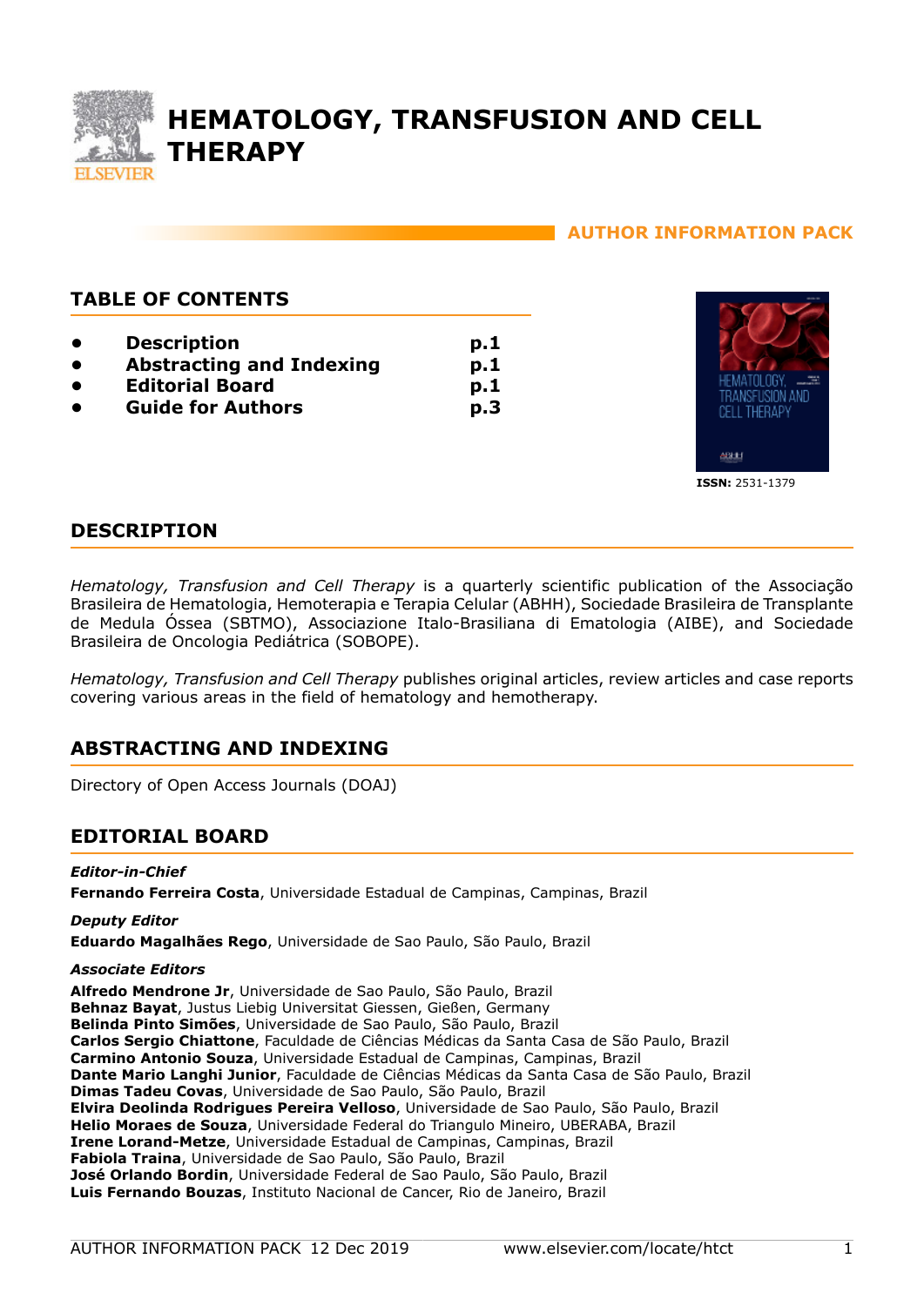# HEMATOLOGY, TRANSFUSION AND CELL THERAPY

**AUTHOR INFORMATION PACK**

## TABLE OF CONTENTS

- **Description** p.1
- **Abstracting and Indexing** p.1
- **Editorial Board** p.1
- **Guide for Authors** p.3

**ISSN:** 2531-1379

## DESCRIPTION

*Hematology, Transfusion and Cell Therapy* is a quarterly scientific publication of the Associação Brasileira de Hematologia, Hemoterapia e Terapia Celular (ABHH), Sociedade Brasileira de Transplante de Medula Óssea (SBTMO), Associazione Italo-Brasiliana di Ematologia (AIBE), and Sociedade Brasileira de Oncologia Pediátrica (SOBOPE).

*Hematology, Transfusion and Cell Therapy* publishes original articles, review articles and case reports covering various areas in the field of hematology and hemotherapy.

## ABSTRACTING AND INDEXING

Directory of Open Access Journals (DOAJ)

## EDITORIAL BOARD

***Editor-in-Chief***

**Fernando Ferreira Costa**, Universidade Estadual de Campinas, Campinas, Brazil

***Deputy Editor***

**Eduardo Magalhães Rego**, Universidade de Sao Paulo, São Paulo, Brazil

***Associate Editors***

**Alfredo Mendrone Jr**, Universidade de Sao Paulo, São Paulo, Brazil
**Behnaz Bayat**, Justus Liebig Universitat Giessen, Gießen, Germany
**Belinda Pinto Simões**, Universidade de Sao Paulo, São Paulo, Brazil
**Carlos Sergio Chiattone**, Faculdade de Ciências Médicas da Santa Casa de São Paulo, Brazil
**Carmino Antonio Souza**, Universidade Estadual de Campinas, Campinas, Brazil
**Dante Mario Langhi Junior**, Faculdade de Ciências Médicas da Santa Casa de São Paulo, Brazil
**Dimas Tadeu Covas**, Universidade de Sao Paulo, São Paulo, Brazil
**Elvira Deolinda Rodrigues Pereira Velloso**, Universidade de Sao Paulo, São Paulo, Brazil
**Helio Moraes de Souza**, Universidade Federal do Triangulo Mineiro, UBERABA, Brazil
**Irene Lorand-Metze**, Universidade Estadual de Campinas, Campinas, Brazil
**Fabiola Traina**, Universidade de Sao Paulo, São Paulo, Brazil
**José Orlando Bordin**, Universidade Federal de Sao Paulo, São Paulo, Brazil
**Luis Fernando Bouzas**, Instituto Nacional de Cancer, Rio de Janeiro, Brazil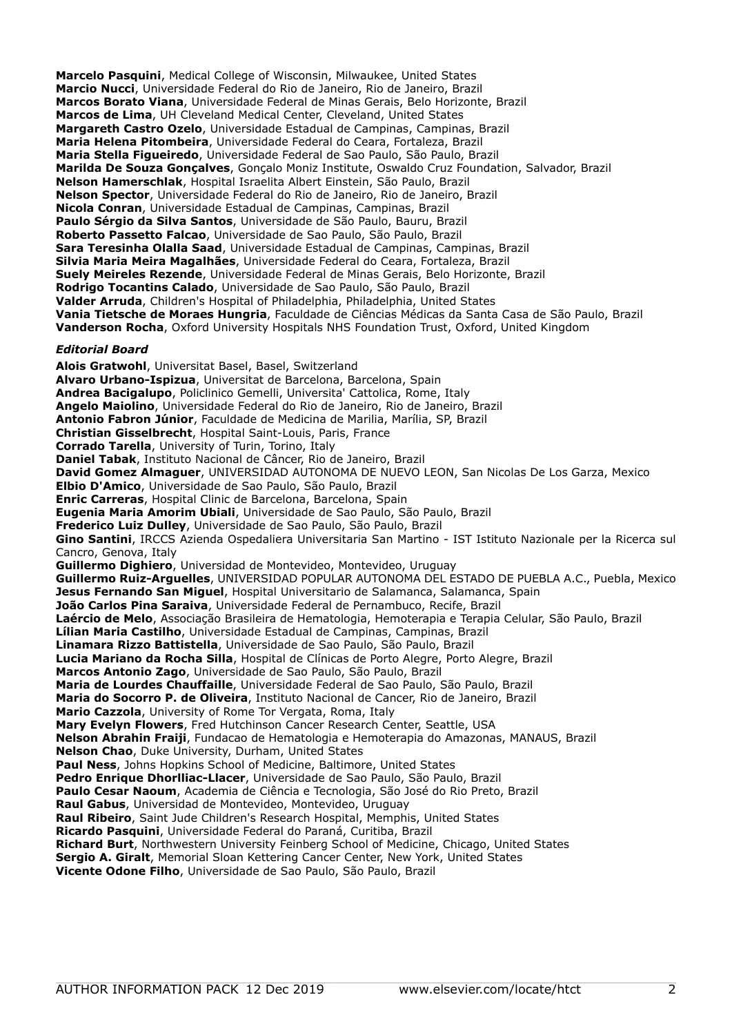**Marcelo Pasquini**, Medical College of Wisconsin, Milwaukee, United States
**Marcio Nucci**, Universidade Federal do Rio de Janeiro, Rio de Janeiro, Brazil
**Marcos Borato Viana**, Universidade Federal de Minas Gerais, Belo Horizonte, Brazil
**Marcos de Lima**, UH Cleveland Medical Center, Cleveland, United States
**Margareth Castro Ozelo**, Universidade Estadual de Campinas, Campinas, Brazil
**Maria Helena Pitombeira**, Universidade Federal do Ceara, Fortaleza, Brazil
**Maria Stella Figueiredo**, Universidade Federal de Sao Paulo, São Paulo, Brazil
**Marilda De Souza Gonçalves**, Gonçalo Moniz Institute, Oswaldo Cruz Foundation, Salvador, Brazil
**Nelson Hamerschlak**, Hospital Israelita Albert Einstein, São Paulo, Brazil
**Nelson Spector**, Universidade Federal do Rio de Janeiro, Rio de Janeiro, Brazil
**Nicola Conran**, Universidade Estadual de Campinas, Campinas, Brazil
**Paulo Sérgio da Silva Santos**, Universidade de São Paulo, Bauru, Brazil
**Roberto Passetto Falcao**, Universidade de Sao Paulo, São Paulo, Brazil
**Sara Teresinha Olalla Saad**, Universidade Estadual de Campinas, Campinas, Brazil
**Silvia Maria Meira Magalhães**, Universidade Federal do Ceara, Fortaleza, Brazil
**Suely Meireles Rezende**, Universidade Federal de Minas Gerais, Belo Horizonte, Brazil
**Rodrigo Tocantins Calado**, Universidade de Sao Paulo, São Paulo, Brazil
**Valder Arruda**, Children's Hospital of Philadelphia, Philadelphia, United States
**Vania Tietsche de Moraes Hungria**, Faculdade de Ciências Médicas da Santa Casa de São Paulo, Brazil
**Vanderson Rocha**, Oxford University Hospitals NHS Foundation Trust, Oxford, United Kingdom

***Editorial Board***

**Alois Gratwohl**, Universitat Basel, Basel, Switzerland
**Alvaro Urbano-Ispizua**, Universitat de Barcelona, Barcelona, Spain
**Andrea Bacigalupo**, Policlinico Gemelli, Universita' Cattolica, Rome, Italy
**Angelo Maiolino**, Universidade Federal do Rio de Janeiro, Rio de Janeiro, Brazil
**Antonio Fabron Júnior**, Faculdade de Medicina de Marilia, Marília, SP, Brazil
**Christian Gisselbrecht**, Hospital Saint-Louis, Paris, France
**Corrado Tarella**, University of Turin, Torino, Italy
**Daniel Tabak**, Instituto Nacional de Câncer, Rio de Janeiro, Brazil
**David Gomez Almaguer**, UNIVERSIDAD AUTONOMA DE NUEVO LEON, San Nicolas De Los Garza, Mexico
**Elbio D'Amico**, Universidade de Sao Paulo, São Paulo, Brazil
**Enric Carreras**, Hospital Clinic de Barcelona, Barcelona, Spain
**Eugenia Maria Amorim Ubiali**, Universidade de Sao Paulo, São Paulo, Brazil
**Frederico Luiz Dulley**, Universidade de Sao Paulo, São Paulo, Brazil
**Gino Santini**, IRCCS Azienda Ospedaliera Universitaria San Martino - IST Istituto Nazionale per la Ricerca sul Cancro, Genova, Italy
**Guillermo Dighiero**, Universidad de Montevideo, Montevideo, Uruguay
**Guillermo Ruiz-Arguelles**, UNIVERSIDAD POPULAR AUTONOMA DEL ESTADO DE PUEBLA A.C., Puebla, Mexico
**Jesus Fernando San Miguel**, Hospital Universitario de Salamanca, Salamanca, Spain
**João Carlos Pina Saraiva**, Universidade Federal de Pernambuco, Recife, Brazil
**Laércio de Melo**, Associação Brasileira de Hematologia, Hemoterapia e Terapia Celular, São Paulo, Brazil
**Lílian Maria Castilho**, Universidade Estadual de Campinas, Campinas, Brazil
**Linamara Rizzo Battistella**, Universidade de Sao Paulo, São Paulo, Brazil
**Lucia Mariano da Rocha Silla**, Hospital de Clínicas de Porto Alegre, Porto Alegre, Brazil
**Marcos Antonio Zago**, Universidade de Sao Paulo, São Paulo, Brazil
**Maria de Lourdes Chauffaille**, Universidade Federal de Sao Paulo, São Paulo, Brazil
**Maria do Socorro P. de Oliveira**, Instituto Nacional de Cancer, Rio de Janeiro, Brazil
**Mario Cazzola**, University of Rome Tor Vergata, Roma, Italy
**Mary Evelyn Flowers**, Fred Hutchinson Cancer Research Center, Seattle, USA
**Nelson Abrahin Fraiji**, Fundacao de Hematologia e Hemoterapia do Amazonas, MANAUS, Brazil
**Nelson Chao**, Duke University, Durham, United States
**Paul Ness**, Johns Hopkins School of Medicine, Baltimore, United States
**Pedro Enrique Dhorlliac-Llacer**, Universidade de Sao Paulo, São Paulo, Brazil
**Paulo Cesar Naoum**, Academia de Ciência e Tecnologia, São José do Rio Preto, Brazil
**Raul Gabus**, Universidad de Montevideo, Montevideo, Uruguay
**Raul Ribeiro**, Saint Jude Children's Research Hospital, Memphis, United States
**Ricardo Pasquini**, Universidade Federal do Paraná, Curitiba, Brazil
**Richard Burt**, Northwestern University Feinberg School of Medicine, Chicago, United States
**Sergio A. Giralt**, Memorial Sloan Kettering Cancer Center, New York, United States
**Vicente Odone Filho**, Universidade de Sao Paulo, São Paulo, Brazil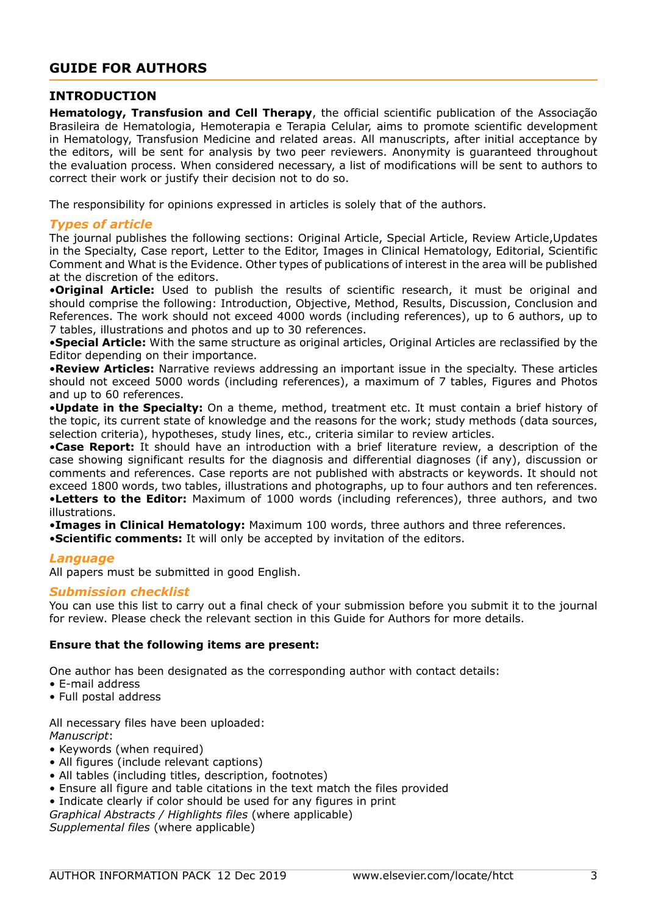## GUIDE FOR AUTHORS

### INTRODUCTION

**Hematology, Transfusion and Cell Therapy**, the official scientific publication of the Associação Brasileira de Hematologia, Hemoterapia e Terapia Celular, aims to promote scientific development in Hematology, Transfusion Medicine and related areas. All manuscripts, after initial acceptance by the editors, will be sent for analysis by two peer reviewers. Anonymity is guaranteed throughout the evaluation process. When considered necessary, a list of modifications will be sent to authors to correct their work or justify their decision not to do so.

The responsibility for opinions expressed in articles is solely that of the authors.

#### *Types of article*

The journal publishes the following sections: Original Article, Special Article, Review Article,Updates in the Specialty, Case report, Letter to the Editor, Images in Clinical Hematology, Editorial, Scientific Comment and What is the Evidence. Other types of publications of interest in the area will be published at the discretion of the editors.

•**Original Article:** Used to publish the results of scientific research, it must be original and should comprise the following: Introduction, Objective, Method, Results, Discussion, Conclusion and References. The work should not exceed 4000 words (including references), up to 6 authors, up to 7 tables, illustrations and photos and up to 30 references.

•**Special Article:** With the same structure as original articles, Original Articles are reclassified by the Editor depending on their importance.

•**Review Articles:** Narrative reviews addressing an important issue in the specialty. These articles should not exceed 5000 words (including references), a maximum of 7 tables, Figures and Photos and up to 60 references.

•**Update in the Specialty:** On a theme, method, treatment etc. It must contain a brief history of the topic, its current state of knowledge and the reasons for the work; study methods (data sources, selection criteria), hypotheses, study lines, etc., criteria similar to review articles.

•**Case Report:** It should have an introduction with a brief literature review, a description of the case showing significant results for the diagnosis and differential diagnoses (if any), discussion or comments and references. Case reports are not published with abstracts or keywords. It should not exceed 1800 words, two tables, illustrations and photographs, up to four authors and ten references.

•**Letters to the Editor:** Maximum of 1000 words (including references), three authors, and two illustrations.

•**Images in Clinical Hematology:** Maximum 100 words, three authors and three references.

•**Scientific comments:** It will only be accepted by invitation of the editors.

#### *Language*

All papers must be submitted in good English.

#### *Submission checklist*

You can use this list to carry out a final check of your submission before you submit it to the journal for review. Please check the relevant section in this Guide for Authors for more details.

**Ensure that the following items are present:**

One author has been designated as the corresponding author with contact details:
• E-mail address
• Full postal address

All necessary files have been uploaded:
*Manuscript*:
• Keywords (when required)
• All figures (include relevant captions)
• All tables (including titles, description, footnotes)
• Ensure all figure and table citations in the text match the files provided
• Indicate clearly if color should be used for any figures in print
*Graphical Abstracts / Highlights files* (where applicable)
*Supplemental files* (where applicable)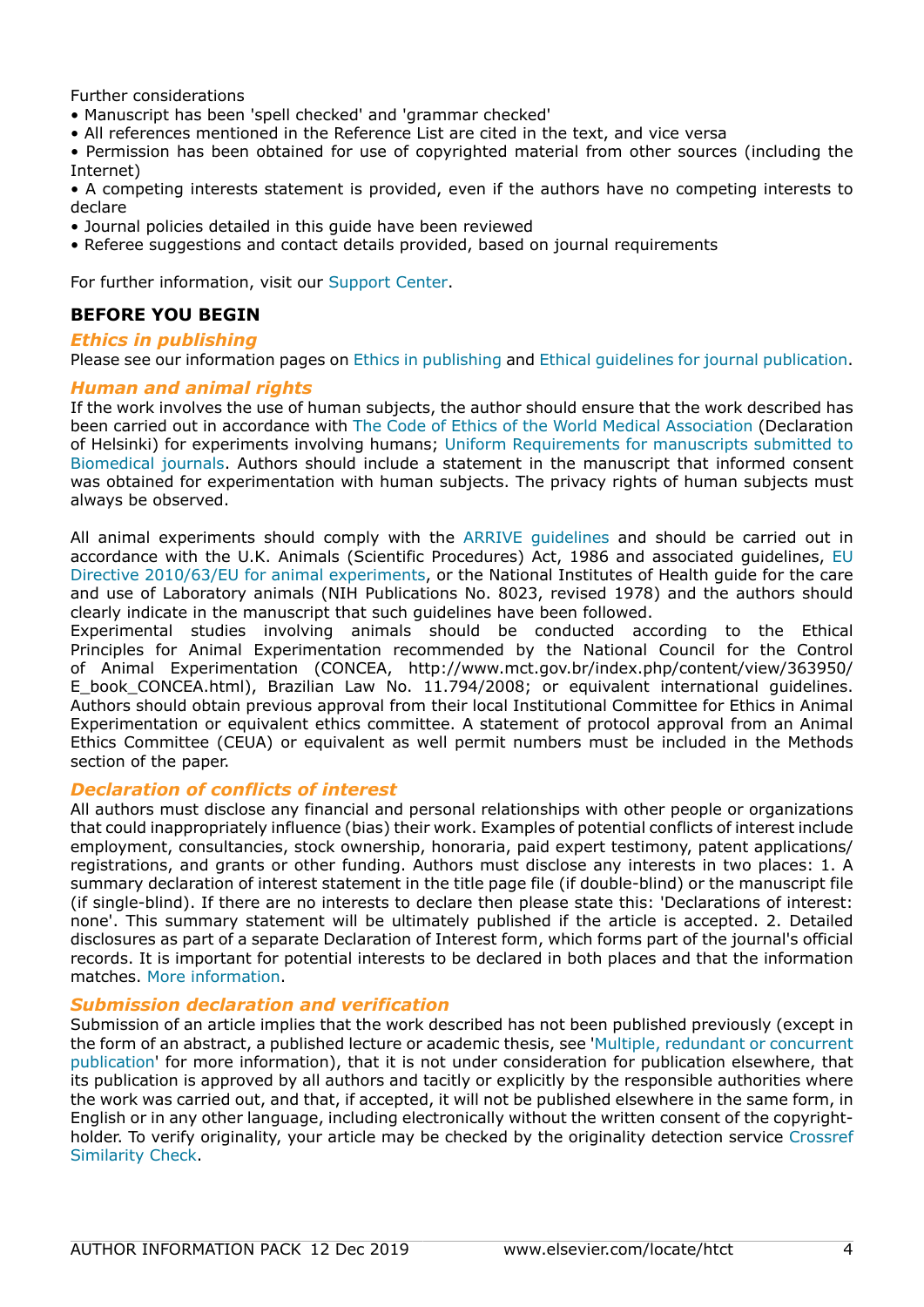Further considerations

- Manuscript has been 'spell checked' and 'grammar checked'
- All references mentioned in the Reference List are cited in the text, and vice versa
- Permission has been obtained for use of copyrighted material from other sources (including the Internet)
- A competing interests statement is provided, even if the authors have no competing interests to declare
- Journal policies detailed in this guide have been reviewed
- Referee suggestions and contact details provided, based on journal requirements

For further information, visit our Support Center.

## BEFORE YOU BEGIN

### *Ethics in publishing*

Please see our information pages on Ethics in publishing and Ethical guidelines for journal publication.

### *Human and animal rights*

If the work involves the use of human subjects, the author should ensure that the work described has been carried out in accordance with The Code of Ethics of the World Medical Association (Declaration of Helsinki) for experiments involving humans; Uniform Requirements for manuscripts submitted to Biomedical journals. Authors should include a statement in the manuscript that informed consent was obtained for experimentation with human subjects. The privacy rights of human subjects must always be observed.

All animal experiments should comply with the ARRIVE guidelines and should be carried out in accordance with the U.K. Animals (Scientific Procedures) Act, 1986 and associated guidelines, EU Directive 2010/63/EU for animal experiments, or the National Institutes of Health guide for the care and use of Laboratory animals (NIH Publications No. 8023, revised 1978) and the authors should clearly indicate in the manuscript that such guidelines have been followed.
Experimental studies involving animals should be conducted according to the Ethical Principles for Animal Experimentation recommended by the National Council for the Control of Animal Experimentation (CONCEA, http://www.mct.gov.br/index.php/content/view/363950/E_book_CONCEA.html), Brazilian Law No. 11.794/2008; or equivalent international guidelines. Authors should obtain previous approval from their local Institutional Committee for Ethics in Animal Experimentation or equivalent ethics committee. A statement of protocol approval from an Animal Ethics Committee (CEUA) or equivalent as well permit numbers must be included in the Methods section of the paper.

### *Declaration of conflicts of interest*

All authors must disclose any financial and personal relationships with other people or organizations that could inappropriately influence (bias) their work. Examples of potential conflicts of interest include employment, consultancies, stock ownership, honoraria, paid expert testimony, patent applications/registrations, and grants or other funding. Authors must disclose any interests in two places: 1. A summary declaration of interest statement in the title page file (if double-blind) or the manuscript file (if single-blind). If there are no interests to declare then please state this: 'Declarations of interest: none'. This summary statement will be ultimately published if the article is accepted. 2. Detailed disclosures as part of a separate Declaration of Interest form, which forms part of the journal's official records. It is important for potential interests to be declared in both places and that the information matches. More information.

### *Submission declaration and verification*

Submission of an article implies that the work described has not been published previously (except in the form of an abstract, a published lecture or academic thesis, see 'Multiple, redundant or concurrent publication' for more information), that it is not under consideration for publication elsewhere, that its publication is approved by all authors and tacitly or explicitly by the responsible authorities where the work was carried out, and that, if accepted, it will not be published elsewhere in the same form, in English or in any other language, including electronically without the written consent of the copyright-holder. To verify originality, your article may be checked by the originality detection service Crossref Similarity Check.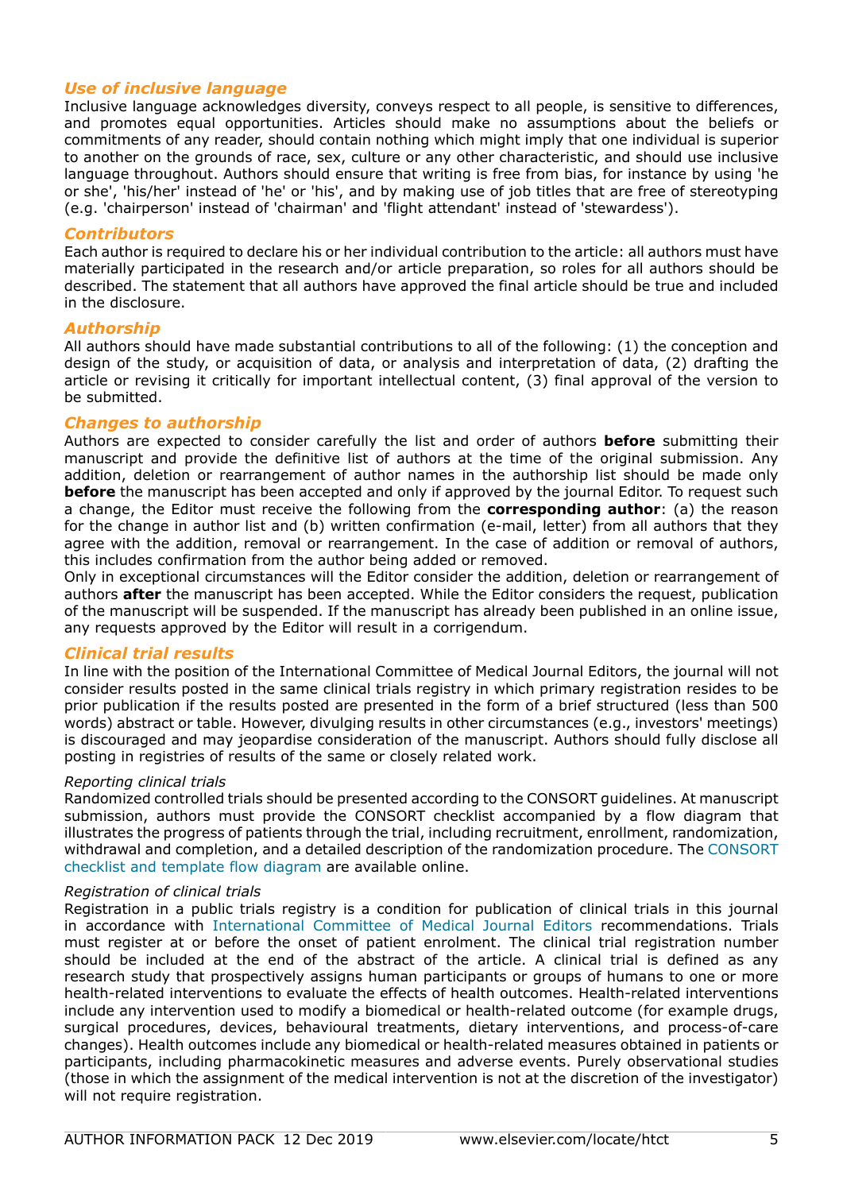### *Use of inclusive language*

Inclusive language acknowledges diversity, conveys respect to all people, is sensitive to differences, and promotes equal opportunities. Articles should make no assumptions about the beliefs or commitments of any reader, should contain nothing which might imply that one individual is superior to another on the grounds of race, sex, culture or any other characteristic, and should use inclusive language throughout. Authors should ensure that writing is free from bias, for instance by using 'he or she', 'his/her' instead of 'he' or 'his', and by making use of job titles that are free of stereotyping (e.g. 'chairperson' instead of 'chairman' and 'flight attendant' instead of 'stewardess').

### *Contributors*

Each author is required to declare his or her individual contribution to the article: all authors must have materially participated in the research and/or article preparation, so roles for all authors should be described. The statement that all authors have approved the final article should be true and included in the disclosure.

### *Authorship*

All authors should have made substantial contributions to all of the following: (1) the conception and design of the study, or acquisition of data, or analysis and interpretation of data, (2) drafting the article or revising it critically for important intellectual content, (3) final approval of the version to be submitted.

### *Changes to authorship*

Authors are expected to consider carefully the list and order of authors **before** submitting their manuscript and provide the definitive list of authors at the time of the original submission. Any addition, deletion or rearrangement of author names in the authorship list should be made only **before** the manuscript has been accepted and only if approved by the journal Editor. To request such a change, the Editor must receive the following from the **corresponding author**: (a) the reason for the change in author list and (b) written confirmation (e-mail, letter) from all authors that they agree with the addition, removal or rearrangement. In the case of addition or removal of authors, this includes confirmation from the author being added or removed.
Only in exceptional circumstances will the Editor consider the addition, deletion or rearrangement of authors **after** the manuscript has been accepted. While the Editor considers the request, publication of the manuscript will be suspended. If the manuscript has already been published in an online issue, any requests approved by the Editor will result in a corrigendum.

### *Clinical trial results*

In line with the position of the International Committee of Medical Journal Editors, the journal will not consider results posted in the same clinical trials registry in which primary registration resides to be prior publication if the results posted are presented in the form of a brief structured (less than 500 words) abstract or table. However, divulging results in other circumstances (e.g., investors' meetings) is discouraged and may jeopardise consideration of the manuscript. Authors should fully disclose all posting in registries of results of the same or closely related work.

*Reporting clinical trials*
Randomized controlled trials should be presented according to the CONSORT guidelines. At manuscript submission, authors must provide the CONSORT checklist accompanied by a flow diagram that illustrates the progress of patients through the trial, including recruitment, enrollment, randomization, withdrawal and completion, and a detailed description of the randomization procedure. The CONSORT checklist and template flow diagram are available online.

*Registration of clinical trials*
Registration in a public trials registry is a condition for publication of clinical trials in this journal in accordance with International Committee of Medical Journal Editors recommendations. Trials must register at or before the onset of patient enrolment. The clinical trial registration number should be included at the end of the abstract of the article. A clinical trial is defined as any research study that prospectively assigns human participants or groups of humans to one or more health-related interventions to evaluate the effects of health outcomes. Health-related interventions include any intervention used to modify a biomedical or health-related outcome (for example drugs, surgical procedures, devices, behavioural treatments, dietary interventions, and process-of-care changes). Health outcomes include any biomedical or health-related measures obtained in patients or participants, including pharmacokinetic measures and adverse events. Purely observational studies (those in which the assignment of the medical intervention is not at the discretion of the investigator) will not require registration.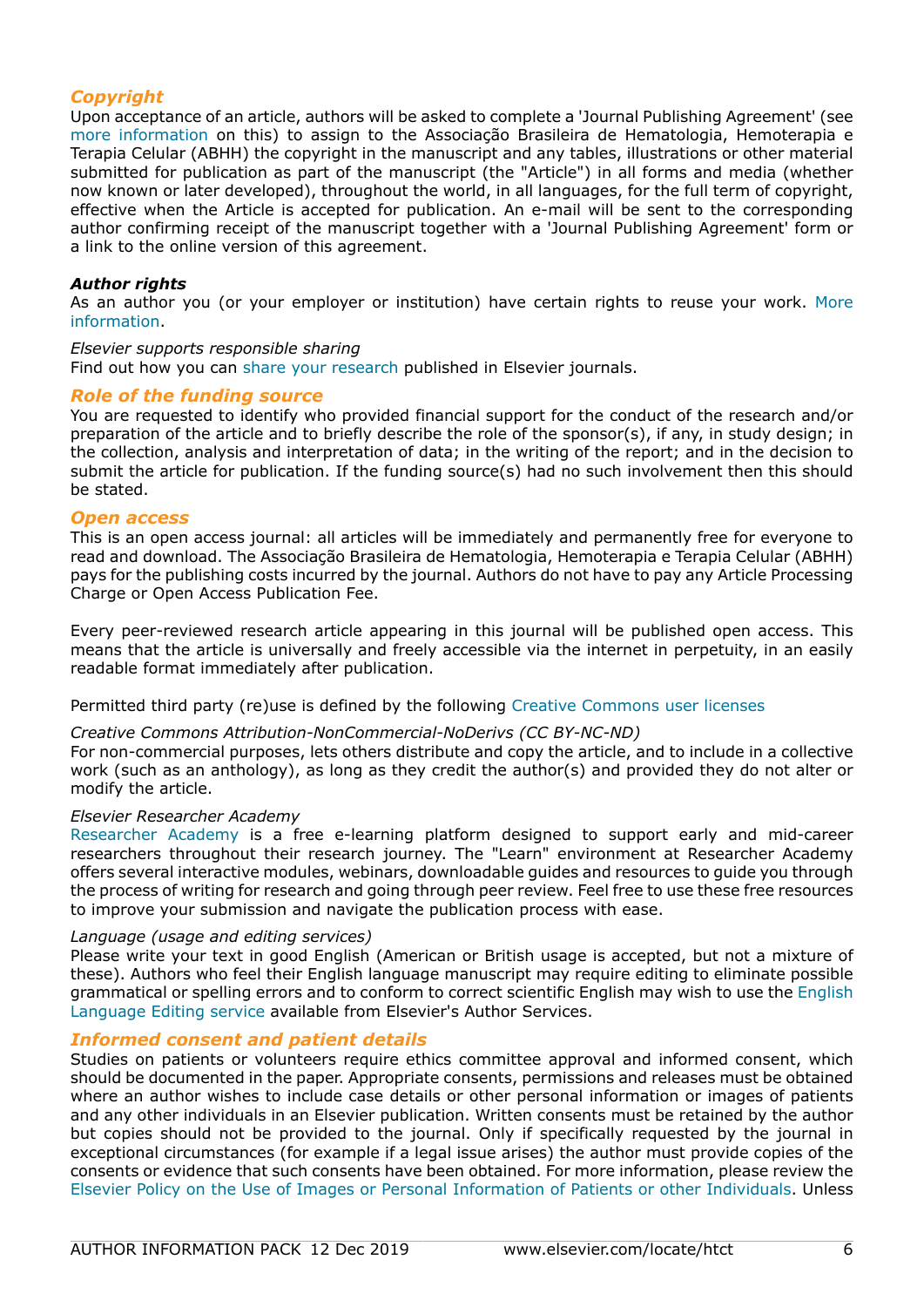## *Copyright*

Upon acceptance of an article, authors will be asked to complete a 'Journal Publishing Agreement' (see more information on this) to assign to the Associação Brasileira de Hematologia, Hemoterapia e Terapia Celular (ABHH) the copyright in the manuscript and any tables, illustrations or other material submitted for publication as part of the manuscript (the "Article") in all forms and media (whether now known or later developed), throughout the world, in all languages, for the full term of copyright, effective when the Article is accepted for publication. An e-mail will be sent to the corresponding author confirming receipt of the manuscript together with a 'Journal Publishing Agreement' form or a link to the online version of this agreement.

### ***Author rights***

As an author you (or your employer or institution) have certain rights to reuse your work. More information.

*Elsevier supports responsible sharing*

Find out how you can share your research published in Elsevier journals.

## *Role of the funding source*

You are requested to identify who provided financial support for the conduct of the research and/or preparation of the article and to briefly describe the role of the sponsor(s), if any, in study design; in the collection, analysis and interpretation of data; in the writing of the report; and in the decision to submit the article for publication. If the funding source(s) had no such involvement then this should be stated.

## *Open access*

This is an open access journal: all articles will be immediately and permanently free for everyone to read and download. The Associação Brasileira de Hematologia, Hemoterapia e Terapia Celular (ABHH) pays for the publishing costs incurred by the journal. Authors do not have to pay any Article Processing Charge or Open Access Publication Fee.

Every peer-reviewed research article appearing in this journal will be published open access. This means that the article is universally and freely accessible via the internet in perpetuity, in an easily readable format immediately after publication.

Permitted third party (re)use is defined by the following Creative Commons user licenses

*Creative Commons Attribution-NonCommercial-NoDerivs (CC BY-NC-ND)*

For non-commercial purposes, lets others distribute and copy the article, and to include in a collective work (such as an anthology), as long as they credit the author(s) and provided they do not alter or modify the article.

*Elsevier Researcher Academy*

Researcher Academy is a free e-learning platform designed to support early and mid-career researchers throughout their research journey. The "Learn" environment at Researcher Academy offers several interactive modules, webinars, downloadable guides and resources to guide you through the process of writing for research and going through peer review. Feel free to use these free resources to improve your submission and navigate the publication process with ease.

*Language (usage and editing services)*

Please write your text in good English (American or British usage is accepted, but not a mixture of these). Authors who feel their English language manuscript may require editing to eliminate possible grammatical or spelling errors and to conform to correct scientific English may wish to use the English Language Editing service available from Elsevier's Author Services.

## *Informed consent and patient details*

Studies on patients or volunteers require ethics committee approval and informed consent, which should be documented in the paper. Appropriate consents, permissions and releases must be obtained where an author wishes to include case details or other personal information or images of patients and any other individuals in an Elsevier publication. Written consents must be retained by the author but copies should not be provided to the journal. Only if specifically requested by the journal in exceptional circumstances (for example if a legal issue arises) the author must provide copies of the consents or evidence that such consents have been obtained. For more information, please review the Elsevier Policy on the Use of Images or Personal Information of Patients or other Individuals. Unless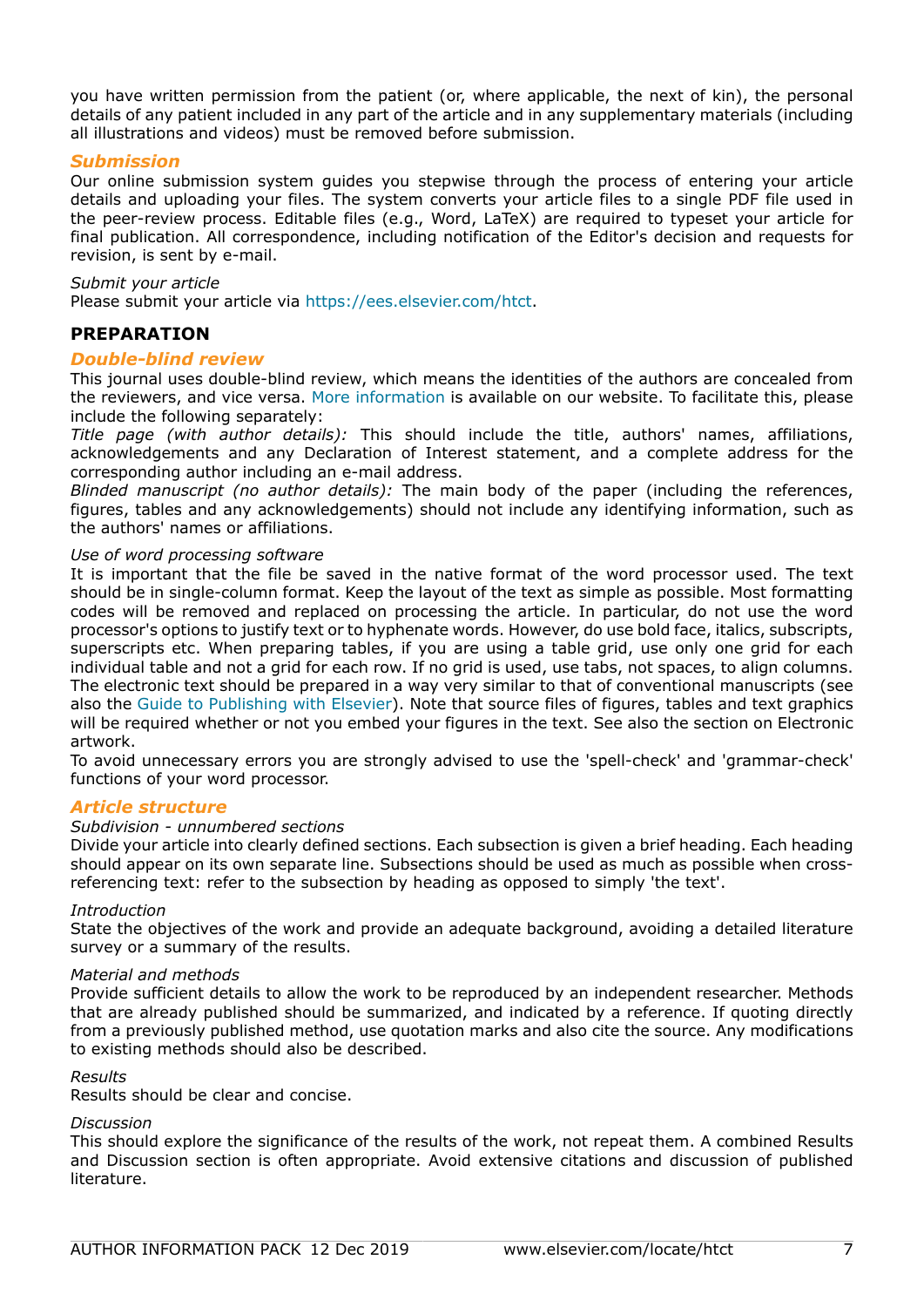you have written permission from the patient (or, where applicable, the next of kin), the personal details of any patient included in any part of the article and in any supplementary materials (including all illustrations and videos) must be removed before submission.

### *Submission*

Our online submission system guides you stepwise through the process of entering your article details and uploading your files. The system converts your article files to a single PDF file used in the peer-review process. Editable files (e.g., Word, LaTeX) are required to typeset your article for final publication. All correspondence, including notification of the Editor's decision and requests for revision, is sent by e-mail.

*Submit your article*

Please submit your article via https://ees.elsevier.com/htct.

## PREPARATION

### *Double-blind review*

This journal uses double-blind review, which means the identities of the authors are concealed from the reviewers, and vice versa. More information is available on our website. To facilitate this, please include the following separately:

*Title page (with author details):* This should include the title, authors' names, affiliations, acknowledgements and any Declaration of Interest statement, and a complete address for the corresponding author including an e-mail address.

*Blinded manuscript (no author details):* The main body of the paper (including the references, figures, tables and any acknowledgements) should not include any identifying information, such as the authors' names or affiliations.

*Use of word processing software*

It is important that the file be saved in the native format of the word processor used. The text should be in single-column format. Keep the layout of the text as simple as possible. Most formatting codes will be removed and replaced on processing the article. In particular, do not use the word processor's options to justify text or to hyphenate words. However, do use bold face, italics, subscripts, superscripts etc. When preparing tables, if you are using a table grid, use only one grid for each individual table and not a grid for each row. If no grid is used, use tabs, not spaces, to align columns. The electronic text should be prepared in a way very similar to that of conventional manuscripts (see also the Guide to Publishing with Elsevier). Note that source files of figures, tables and text graphics will be required whether or not you embed your figures in the text. See also the section on Electronic artwork.

To avoid unnecessary errors you are strongly advised to use the 'spell-check' and 'grammar-check' functions of your word processor.

### *Article structure*

*Subdivision - unnumbered sections*

Divide your article into clearly defined sections. Each subsection is given a brief heading. Each heading should appear on its own separate line. Subsections should be used as much as possible when cross-referencing text: refer to the subsection by heading as opposed to simply 'the text'.

*Introduction*

State the objectives of the work and provide an adequate background, avoiding a detailed literature survey or a summary of the results.

*Material and methods*

Provide sufficient details to allow the work to be reproduced by an independent researcher. Methods that are already published should be summarized, and indicated by a reference. If quoting directly from a previously published method, use quotation marks and also cite the source. Any modifications to existing methods should also be described.

*Results*

Results should be clear and concise.

*Discussion*

This should explore the significance of the results of the work, not repeat them. A combined Results and Discussion section is often appropriate. Avoid extensive citations and discussion of published literature.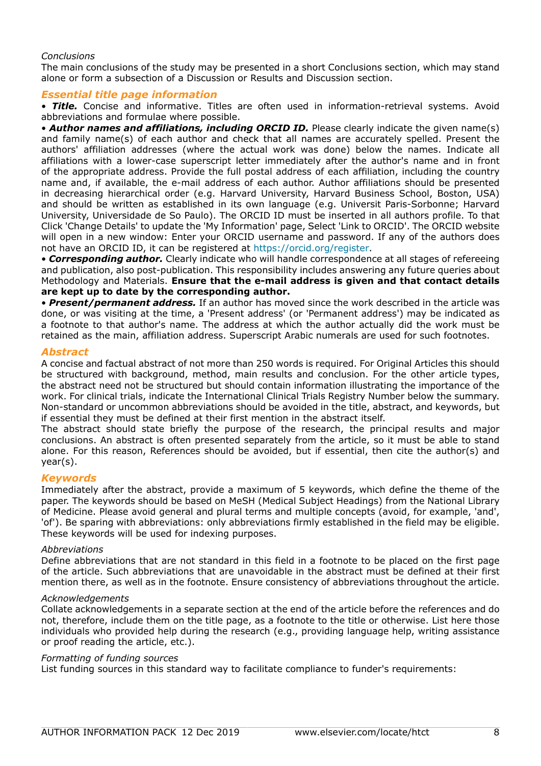*Conclusions*

The main conclusions of the study may be presented in a short Conclusions section, which may stand alone or form a subsection of a Discussion or Results and Discussion section.

## *Essential title page information*

• ***Title.*** Concise and informative. Titles are often used in information-retrieval systems. Avoid abbreviations and formulae where possible.

• ***Author names and affiliations, including ORCID ID.*** Please clearly indicate the given name(s) and family name(s) of each author and check that all names are accurately spelled. Present the authors' affiliation addresses (where the actual work was done) below the names. Indicate all affiliations with a lower-case superscript letter immediately after the author's name and in front of the appropriate address. Provide the full postal address of each affiliation, including the country name and, if available, the e-mail address of each author. Author affiliations should be presented in decreasing hierarchical order (e.g. Harvard University, Harvard Business School, Boston, USA) and should be written as established in its own language (e.g. Universit Paris-Sorbonne; Harvard University, Universidade de So Paulo). The ORCID ID must be inserted in all authors profile. To that Click 'Change Details' to update the 'My Information' page, Select 'Link to ORCID'. The ORCID website will open in a new window: Enter your ORCID username and password. If any of the authors does not have an ORCID ID, it can be registered at https://orcid.org/register.

• ***Corresponding author.*** Clearly indicate who will handle correspondence at all stages of refereeing and publication, also post-publication. This responsibility includes answering any future queries about Methodology and Materials. **Ensure that the e-mail address is given and that contact details are kept up to date by the corresponding author.**

• ***Present/permanent address.*** If an author has moved since the work described in the article was done, or was visiting at the time, a 'Present address' (or 'Permanent address') may be indicated as a footnote to that author's name. The address at which the author actually did the work must be retained as the main, affiliation address. Superscript Arabic numerals are used for such footnotes.

## *Abstract*

A concise and factual abstract of not more than 250 words is required. For Original Articles this should be structured with background, method, main results and conclusion. For the other article types, the abstract need not be structured but should contain information illustrating the importance of the work. For clinical trials, indicate the International Clinical Trials Registry Number below the summary. Non-standard or uncommon abbreviations should be avoided in the title, abstract, and keywords, but if essential they must be defined at their first mention in the abstract itself.

The abstract should state briefly the purpose of the research, the principal results and major conclusions. An abstract is often presented separately from the article, so it must be able to stand alone. For this reason, References should be avoided, but if essential, then cite the author(s) and year(s).

## *Keywords*

Immediately after the abstract, provide a maximum of 5 keywords, which define the theme of the paper. The keywords should be based on MeSH (Medical Subject Headings) from the National Library of Medicine. Please avoid general and plural terms and multiple concepts (avoid, for example, 'and', 'of'). Be sparing with abbreviations: only abbreviations firmly established in the field may be eligible. These keywords will be used for indexing purposes.

*Abbreviations*

Define abbreviations that are not standard in this field in a footnote to be placed on the first page of the article. Such abbreviations that are unavoidable in the abstract must be defined at their first mention there, as well as in the footnote. Ensure consistency of abbreviations throughout the article.

*Acknowledgements*

Collate acknowledgements in a separate section at the end of the article before the references and do not, therefore, include them on the title page, as a footnote to the title or otherwise. List here those individuals who provided help during the research (e.g., providing language help, writing assistance or proof reading the article, etc.).

*Formatting of funding sources*

List funding sources in this standard way to facilitate compliance to funder's requirements: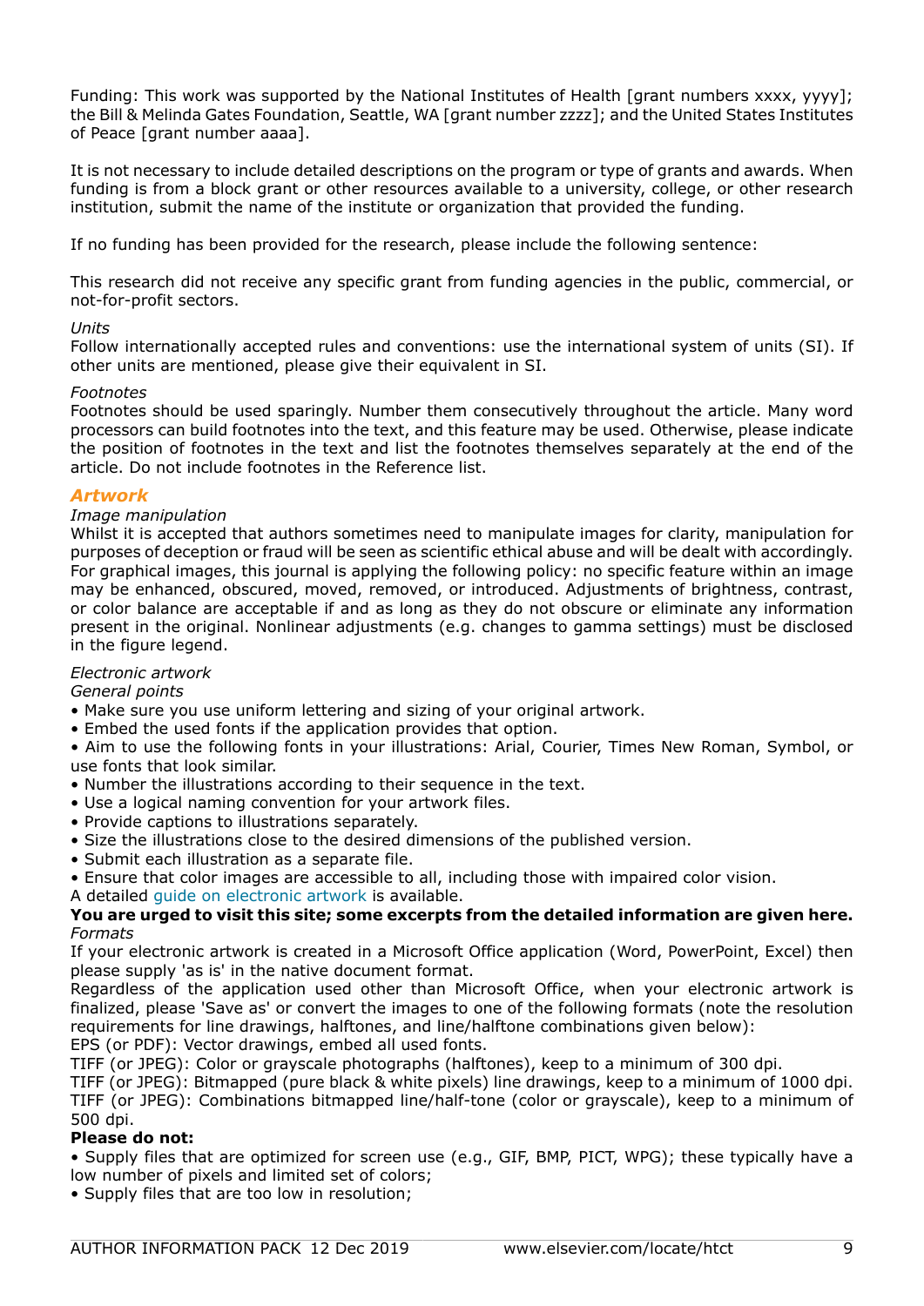Funding: This work was supported by the National Institutes of Health [grant numbers xxxx, yyyy]; the Bill & Melinda Gates Foundation, Seattle, WA [grant number zzzz]; and the United States Institutes of Peace [grant number aaaa].

It is not necessary to include detailed descriptions on the program or type of grants and awards. When funding is from a block grant or other resources available to a university, college, or other research institution, submit the name of the institute or organization that provided the funding.

If no funding has been provided for the research, please include the following sentence:

This research did not receive any specific grant from funding agencies in the public, commercial, or not-for-profit sectors.

*Units*
Follow internationally accepted rules and conventions: use the international system of units (SI). If other units are mentioned, please give their equivalent in SI.

*Footnotes*
Footnotes should be used sparingly. Number them consecutively throughout the article. Many word processors can build footnotes into the text, and this feature may be used. Otherwise, please indicate the position of footnotes in the text and list the footnotes themselves separately at the end of the article. Do not include footnotes in the Reference list.

## *Artwork*

*Image manipulation*
Whilst it is accepted that authors sometimes need to manipulate images for clarity, manipulation for purposes of deception or fraud will be seen as scientific ethical abuse and will be dealt with accordingly. For graphical images, this journal is applying the following policy: no specific feature within an image may be enhanced, obscured, moved, removed, or introduced. Adjustments of brightness, contrast, or color balance are acceptable if and as long as they do not obscure or eliminate any information present in the original. Nonlinear adjustments (e.g. changes to gamma settings) must be disclosed in the figure legend.

*Electronic artwork*
*General points*

- Make sure you use uniform lettering and sizing of your original artwork.
- Embed the used fonts if the application provides that option.
- Aim to use the following fonts in your illustrations: Arial, Courier, Times New Roman, Symbol, or use fonts that look similar.
- Number the illustrations according to their sequence in the text.
- Use a logical naming convention for your artwork files.
- Provide captions to illustrations separately.
- Size the illustrations close to the desired dimensions of the published version.
- Submit each illustration as a separate file.
- Ensure that color images are accessible to all, including those with impaired color vision.

A detailed guide on electronic artwork is available.

**You are urged to visit this site; some excerpts from the detailed information are given here.**
*Formats*
If your electronic artwork is created in a Microsoft Office application (Word, PowerPoint, Excel) then please supply 'as is' in the native document format.
Regardless of the application used other than Microsoft Office, when your electronic artwork is finalized, please 'Save as' or convert the images to one of the following formats (note the resolution requirements for line drawings, halftones, and line/halftone combinations given below):
EPS (or PDF): Vector drawings, embed all used fonts.
TIFF (or JPEG): Color or grayscale photographs (halftones), keep to a minimum of 300 dpi.
TIFF (or JPEG): Bitmapped (pure black & white pixels) line drawings, keep to a minimum of 1000 dpi.
TIFF (or JPEG): Combinations bitmapped line/half-tone (color or grayscale), keep to a minimum of 500 dpi.

**Please do not:**

- Supply files that are optimized for screen use (e.g., GIF, BMP, PICT, WPG); these typically have a low number of pixels and limited set of colors;
- Supply files that are too low in resolution;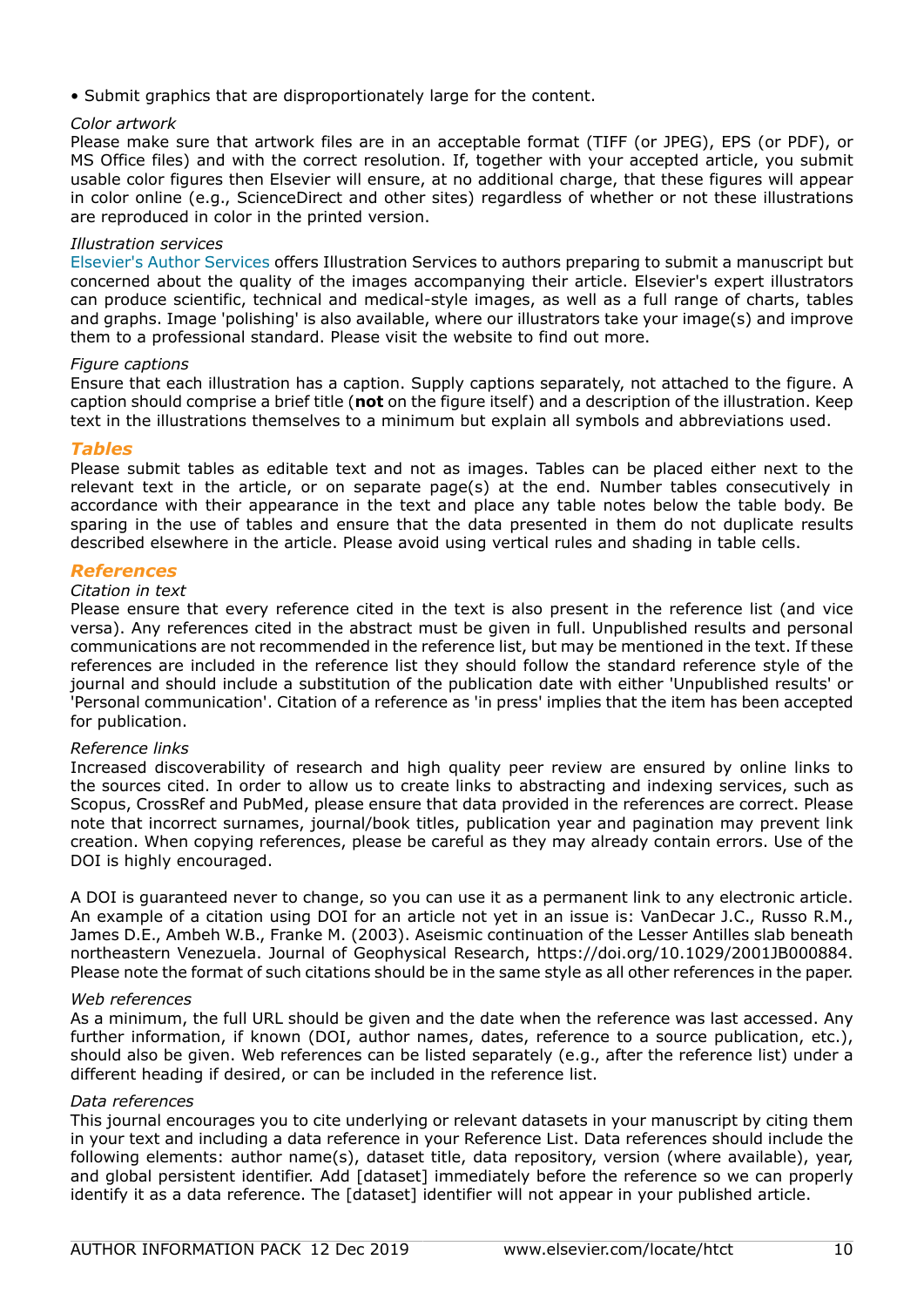• Submit graphics that are disproportionately large for the content.

*Color artwork*
Please make sure that artwork files are in an acceptable format (TIFF (or JPEG), EPS (or PDF), or MS Office files) and with the correct resolution. If, together with your accepted article, you submit usable color figures then Elsevier will ensure, at no additional charge, that these figures will appear in color online (e.g., ScienceDirect and other sites) regardless of whether or not these illustrations are reproduced in color in the printed version.

*Illustration services*
Elsevier's Author Services offers Illustration Services to authors preparing to submit a manuscript but concerned about the quality of the images accompanying their article. Elsevier's expert illustrators can produce scientific, technical and medical-style images, as well as a full range of charts, tables and graphs. Image 'polishing' is also available, where our illustrators take your image(s) and improve them to a professional standard. Please visit the website to find out more.

*Figure captions*
Ensure that each illustration has a caption. Supply captions separately, not attached to the figure. A caption should comprise a brief title (**not** on the figure itself) and a description of the illustration. Keep text in the illustrations themselves to a minimum but explain all symbols and abbreviations used.

### *Tables*

Please submit tables as editable text and not as images. Tables can be placed either next to the relevant text in the article, or on separate page(s) at the end. Number tables consecutively in accordance with their appearance in the text and place any table notes below the table body. Be sparing in the use of tables and ensure that the data presented in them do not duplicate results described elsewhere in the article. Please avoid using vertical rules and shading in table cells.

### *References*

*Citation in text*
Please ensure that every reference cited in the text is also present in the reference list (and vice versa). Any references cited in the abstract must be given in full. Unpublished results and personal communications are not recommended in the reference list, but may be mentioned in the text. If these references are included in the reference list they should follow the standard reference style of the journal and should include a substitution of the publication date with either 'Unpublished results' or 'Personal communication'. Citation of a reference as 'in press' implies that the item has been accepted for publication.

*Reference links*
Increased discoverability of research and high quality peer review are ensured by online links to the sources cited. In order to allow us to create links to abstracting and indexing services, such as Scopus, CrossRef and PubMed, please ensure that data provided in the references are correct. Please note that incorrect surnames, journal/book titles, publication year and pagination may prevent link creation. When copying references, please be careful as they may already contain errors. Use of the DOI is highly encouraged.

A DOI is guaranteed never to change, so you can use it as a permanent link to any electronic article. An example of a citation using DOI for an article not yet in an issue is: VanDecar J.C., Russo R.M., James D.E., Ambeh W.B., Franke M. (2003). Aseismic continuation of the Lesser Antilles slab beneath northeastern Venezuela. Journal of Geophysical Research, https://doi.org/10.1029/2001JB000884. Please note the format of such citations should be in the same style as all other references in the paper.

*Web references*
As a minimum, the full URL should be given and the date when the reference was last accessed. Any further information, if known (DOI, author names, dates, reference to a source publication, etc.), should also be given. Web references can be listed separately (e.g., after the reference list) under a different heading if desired, or can be included in the reference list.

*Data references*
This journal encourages you to cite underlying or relevant datasets in your manuscript by citing them in your text and including a data reference in your Reference List. Data references should include the following elements: author name(s), dataset title, data repository, version (where available), year, and global persistent identifier. Add [dataset] immediately before the reference so we can properly identify it as a data reference. The [dataset] identifier will not appear in your published article.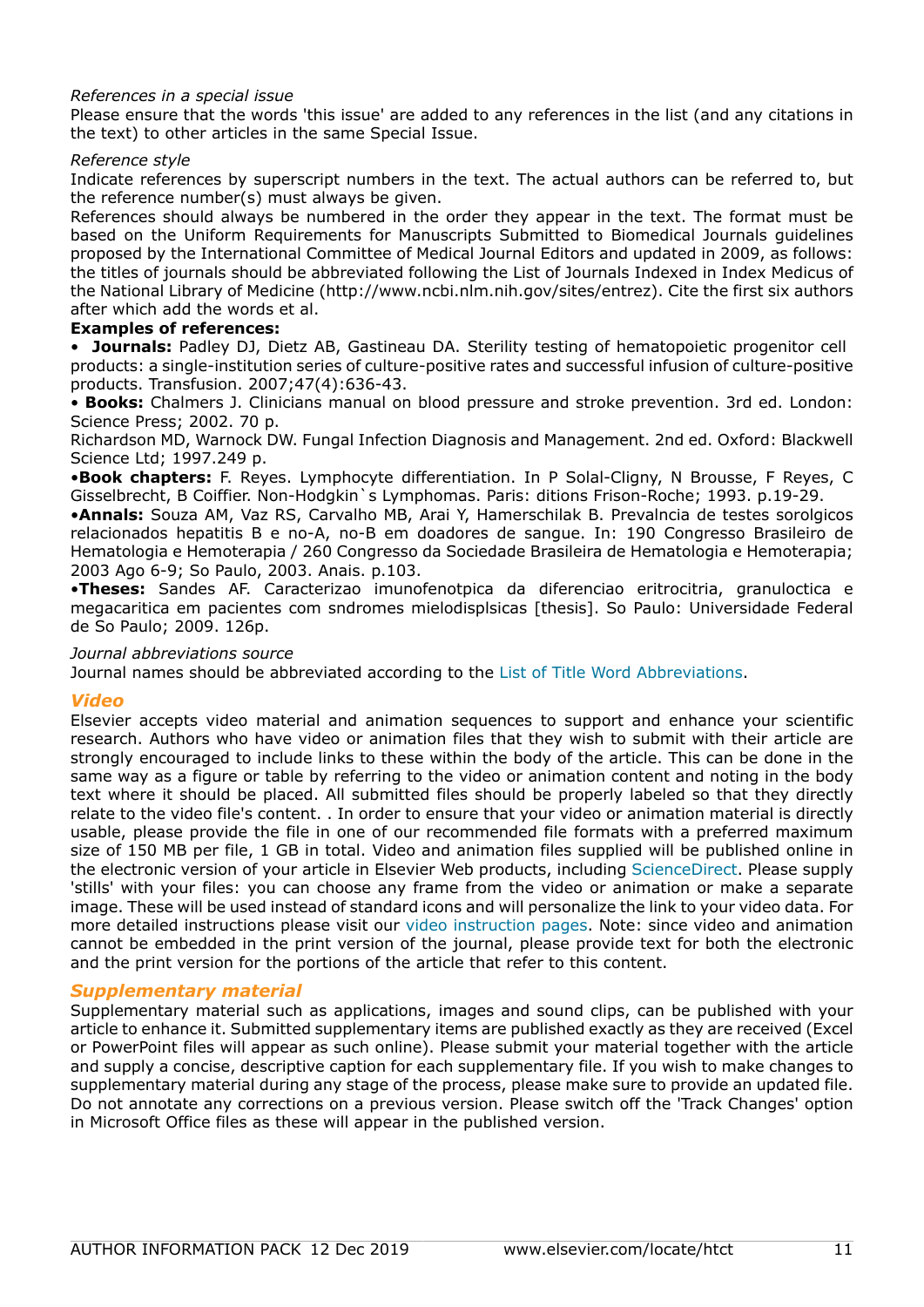*References in a special issue*

Please ensure that the words 'this issue' are added to any references in the list (and any citations in the text) to other articles in the same Special Issue.

*Reference style*

Indicate references by superscript numbers in the text. The actual authors can be referred to, but the reference number(s) must always be given.

References should always be numbered in the order they appear in the text. The format must be based on the Uniform Requirements for Manuscripts Submitted to Biomedical Journals guidelines proposed by the International Committee of Medical Journal Editors and updated in 2009, as follows: the titles of journals should be abbreviated following the List of Journals Indexed in Index Medicus of the National Library of Medicine (http://www.ncbi.nlm.nih.gov/sites/entrez). Cite the first six authors after which add the words et al.

**Examples of references:**

• **Journals:** Padley DJ, Dietz AB, Gastineau DA. Sterility testing of hematopoietic progenitor cell products: a single-institution series of culture-positive rates and successful infusion of culture-positive products. Transfusion. 2007;47(4):636-43.

• **Books:** Chalmers J. Clinicians manual on blood pressure and stroke prevention. 3rd ed. London: Science Press; 2002. 70 p.

Richardson MD, Warnock DW. Fungal Infection Diagnosis and Management. 2nd ed. Oxford: Blackwell Science Ltd; 1997.249 p.

•**Book chapters:** F. Reyes. Lymphocyte differentiation. In P Solal-Cligny, N Brousse, F Reyes, C Gisselbrecht, B Coiffier. Non-Hodgkin`s Lymphomas. Paris: ditions Frison-Roche; 1993. p.19-29.

•**Annals:** Souza AM, Vaz RS, Carvalho MB, Arai Y, Hamerschilak B. Prevalncia de testes sorolgicos relacionados hepatitis B e no-A, no-B em doadores de sangue. In: 190 Congresso Brasileiro de Hematologia e Hemoterapia / 260 Congresso da Sociedade Brasileira de Hematologia e Hemoterapia; 2003 Ago 6-9; So Paulo, 2003. Anais. p.103.

•**Theses:** Sandes AF. Caracterizao imunofenotpica da diferenciao eritrocitria, granuloctica e megacaritica em pacientes com sndromes mielodisplsicas [thesis]. So Paulo: Universidade Federal de So Paulo; 2009. 126p.

*Journal abbreviations source*

Journal names should be abbreviated according to the List of Title Word Abbreviations.

### *Video*

Elsevier accepts video material and animation sequences to support and enhance your scientific research. Authors who have video or animation files that they wish to submit with their article are strongly encouraged to include links to these within the body of the article. This can be done in the same way as a figure or table by referring to the video or animation content and noting in the body text where it should be placed. All submitted files should be properly labeled so that they directly relate to the video file's content. . In order to ensure that your video or animation material is directly usable, please provide the file in one of our recommended file formats with a preferred maximum size of 150 MB per file, 1 GB in total. Video and animation files supplied will be published online in the electronic version of your article in Elsevier Web products, including ScienceDirect. Please supply 'stills' with your files: you can choose any frame from the video or animation or make a separate image. These will be used instead of standard icons and will personalize the link to your video data. For more detailed instructions please visit our video instruction pages. Note: since video and animation cannot be embedded in the print version of the journal, please provide text for both the electronic and the print version for the portions of the article that refer to this content.

### *Supplementary material*

Supplementary material such as applications, images and sound clips, can be published with your article to enhance it. Submitted supplementary items are published exactly as they are received (Excel or PowerPoint files will appear as such online). Please submit your material together with the article and supply a concise, descriptive caption for each supplementary file. If you wish to make changes to supplementary material during any stage of the process, please make sure to provide an updated file. Do not annotate any corrections on a previous version. Please switch off the 'Track Changes' option in Microsoft Office files as these will appear in the published version.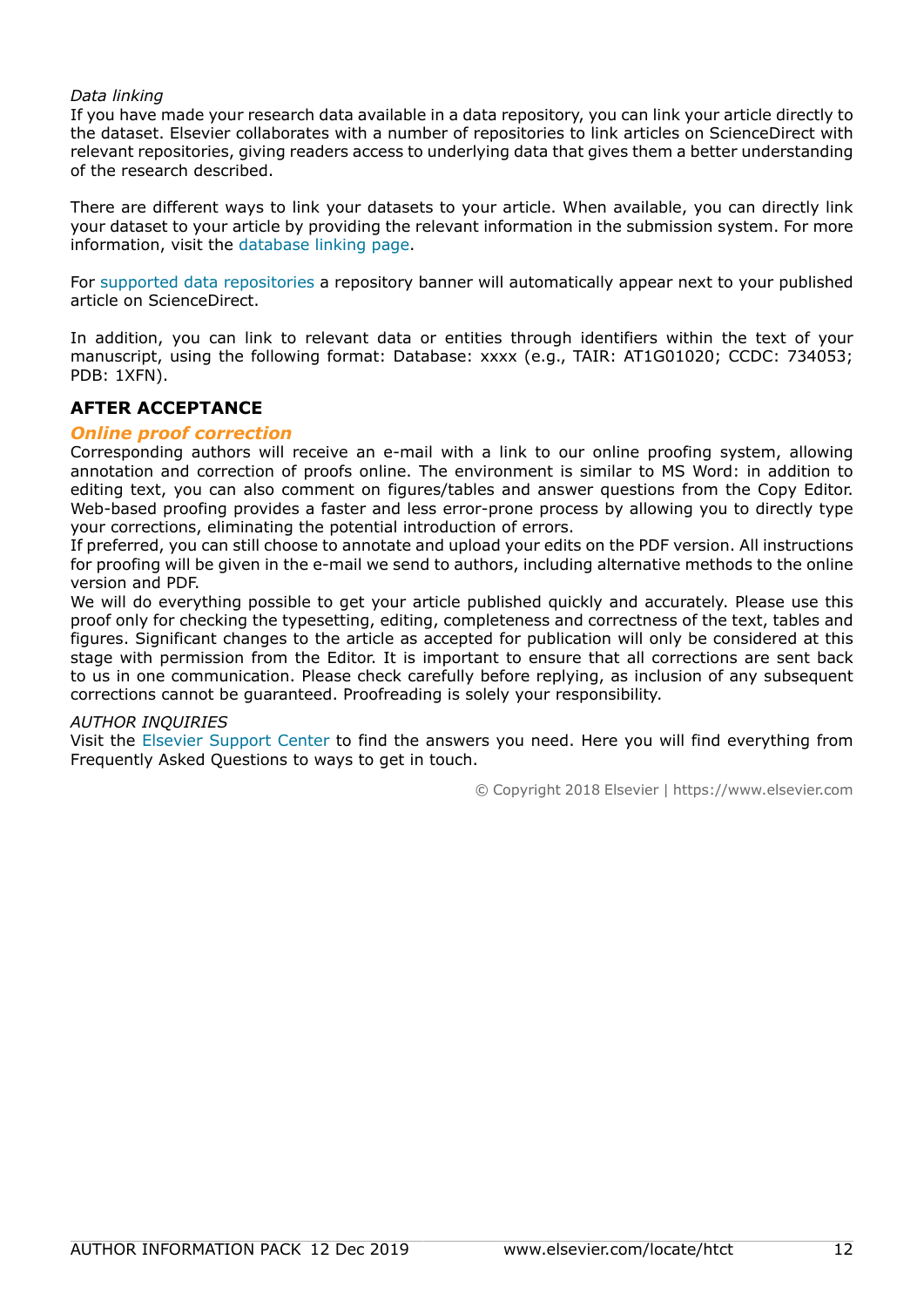*Data linking*
If you have made your research data available in a data repository, you can link your article directly to the dataset. Elsevier collaborates with a number of repositories to link articles on ScienceDirect with relevant repositories, giving readers access to underlying data that gives them a better understanding of the research described.

There are different ways to link your datasets to your article. When available, you can directly link your dataset to your article by providing the relevant information in the submission system. For more information, visit the database linking page.

For supported data repositories a repository banner will automatically appear next to your published article on ScienceDirect.

In addition, you can link to relevant data or entities through identifiers within the text of your manuscript, using the following format: Database: xxxx (e.g., TAIR: AT1G01020; CCDC: 734053; PDB: 1XFN).

## AFTER ACCEPTANCE

### *Online proof correction*

Corresponding authors will receive an e-mail with a link to our online proofing system, allowing annotation and correction of proofs online. The environment is similar to MS Word: in addition to editing text, you can also comment on figures/tables and answer questions from the Copy Editor. Web-based proofing provides a faster and less error-prone process by allowing you to directly type your corrections, eliminating the potential introduction of errors.
If preferred, you can still choose to annotate and upload your edits on the PDF version. All instructions for proofing will be given in the e-mail we send to authors, including alternative methods to the online version and PDF.
We will do everything possible to get your article published quickly and accurately. Please use this proof only for checking the typesetting, editing, completeness and correctness of the text, tables and figures. Significant changes to the article as accepted for publication will only be considered at this stage with permission from the Editor. It is important to ensure that all corrections are sent back to us in one communication. Please check carefully before replying, as inclusion of any subsequent corrections cannot be guaranteed. Proofreading is solely your responsibility.

*AUTHOR INQUIRIES*
Visit the Elsevier Support Center to find the answers you need. Here you will find everything from Frequently Asked Questions to ways to get in touch.

© Copyright 2018 Elsevier | https://www.elsevier.com